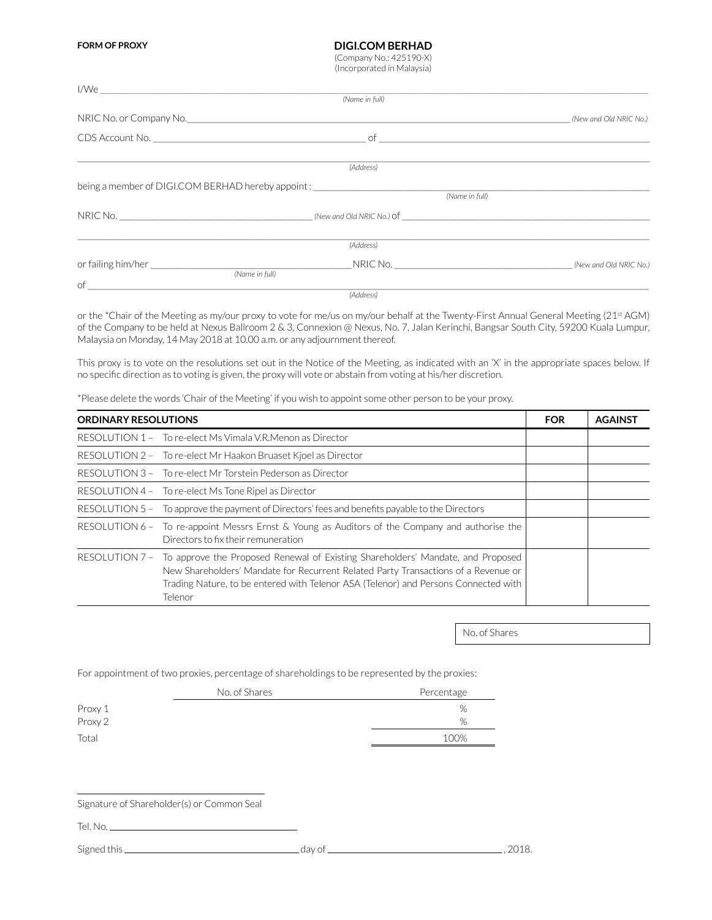**FORM OF PROXY**

**DIGI.COM BERHAD**
(Company No.: 425190-X)
(Incorporated in Malaysia)

I/We ______________________________________________________________________________
*(Name in full)*

NRIC No. or Company No. ______________________________________________________ *(New and Old NRIC No.)*

CDS Account No. ______________________________ of ___________________________________________

______________________________________________________________________________
*(Address)*

being a member of DIGI.COM BERHAD hereby appoint : ____________________________________________
*(Name in full)*

NRIC No. ______________________________ *(New and Old NRIC No.)* of __________________________________

______________________________________________________________________________
*(Address)*

or failing him/her ______________________________ NRIC No. ______________________________ *(New and Old NRIC No.)*
*(Name in full)*

of ______________________________________________________________________________
*(Address)*

or the *Chair of the Meeting as my/our proxy to vote for me/us on my/our behalf at the Twenty-First Annual General Meeting (21st AGM) of the Company to be held at Nexus Ballroom 2 & 3, Connexion @ Nexus, No. 7, Jalan Kerinchi, Bangsar South City, 59200 Kuala Lumpur, Malaysia on Monday, 14 May 2018 at 10.00 a.m. or any adjournment thereof.

This proxy is to vote on the resolutions set out in the Notice of the Meeting, as indicated with an 'X' in the appropriate spaces below. If no specific direction as to voting is given, the proxy will vote or abstain from voting at his/her discretion.

*Please delete the words 'Chair of the Meeting' if you wish to appoint some other person to be your proxy.

| **ORDINARY RESOLUTIONS** | | **FOR** | **AGAINST** |
|---|---|---|---|
| RESOLUTION 1 – | To re-elect Ms Vimala V.R.Menon as Director | | |
| RESOLUTION 2 – | To re-elect Mr Haakon Bruaset Kjoel as Director | | |
| RESOLUTION 3 – | To re-elect Mr Torstein Pederson as Director | | |
| RESOLUTION 4 – | To re-elect Ms Tone Ripel as Director | | |
| RESOLUTION 5 – | To approve the payment of Directors' fees and benefits payable to the Directors | | |
| RESOLUTION 6 – | To re-appoint Messrs Ernst & Young as Auditors of the Company and authorise the Directors to fix their remuneration | | |
| RESOLUTION 7 – | To approve the Proposed Renewal of Existing Shareholders' Mandate, and Proposed New Shareholders' Mandate for Recurrent Related Party Transactions of a Revenue or Trading Nature, to be entered with Telenor ASA (Telenor) and Persons Connected with Telenor | | |

| No. of Shares |
|---|
| |

For appointment of two proxies, percentage of shareholdings to be represented by the proxies:

| | No. of Shares | Percentage |
|---|---|---|
| Proxy 1 | | % |
| Proxy 2 | | % |
| Total | | 100% |

______________________________
Signature of Shareholder(s) or Common Seal

Tel. No. ______________________________

Signed this ______________________________ day of ______________________________ , 2018.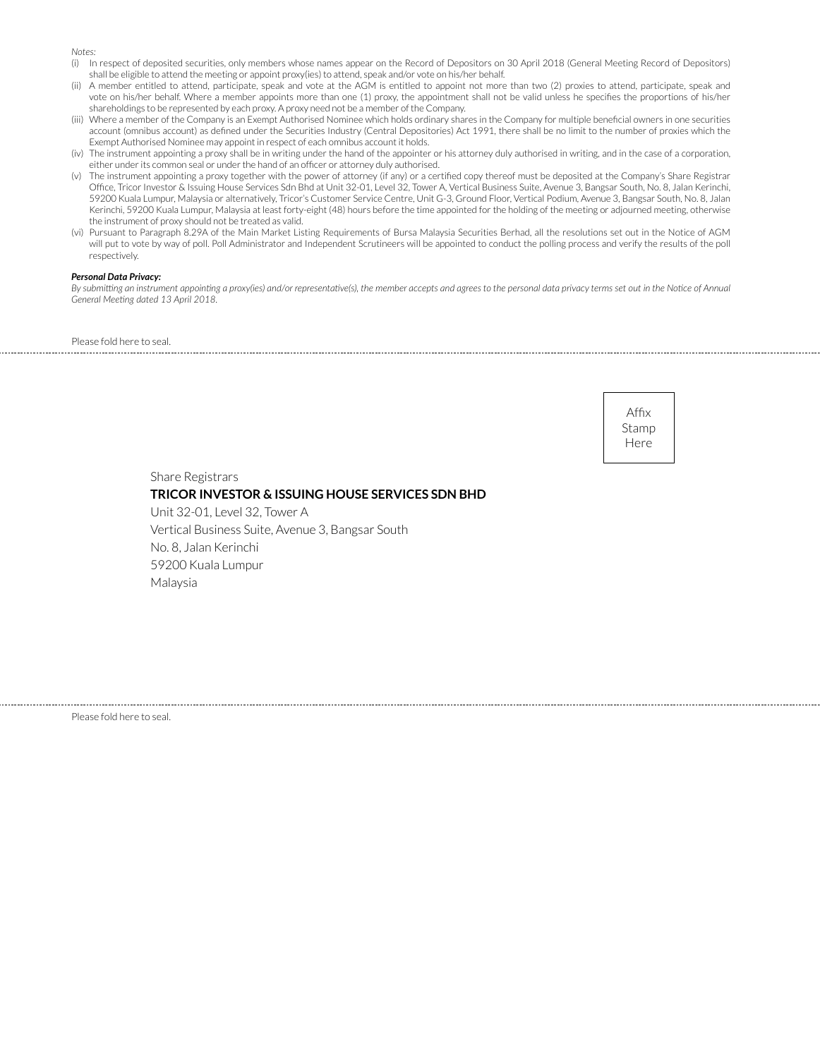*Notes:*

(i) In respect of deposited securities, only members whose names appear on the Record of Depositors on 30 April 2018 (General Meeting Record of Depositors) shall be eligible to attend the meeting or appoint proxy(ies) to attend, speak and/or vote on his/her behalf.

(ii) A member entitled to attend, participate, speak and vote at the AGM is entitled to appoint not more than two (2) proxies to attend, participate, speak and vote on his/her behalf. Where a member appoints more than one (1) proxy, the appointment shall not be valid unless he specifies the proportions of his/her shareholdings to be represented by each proxy. A proxy need not be a member of the Company.

(iii) Where a member of the Company is an Exempt Authorised Nominee which holds ordinary shares in the Company for multiple beneficial owners in one securities account (omnibus account) as defined under the Securities Industry (Central Depositories) Act 1991, there shall be no limit to the number of proxies which the Exempt Authorised Nominee may appoint in respect of each omnibus account it holds.

(iv) The instrument appointing a proxy shall be in writing under the hand of the appointer or his attorney duly authorised in writing, and in the case of a corporation, either under its common seal or under the hand of an officer or attorney duly authorised.

(v) The instrument appointing a proxy together with the power of attorney (if any) or a certified copy thereof must be deposited at the Company's Share Registrar Office, Tricor Investor & Issuing House Services Sdn Bhd at Unit 32-01, Level 32, Tower A, Vertical Business Suite, Avenue 3, Bangsar South, No. 8, Jalan Kerinchi, 59200 Kuala Lumpur, Malaysia or alternatively, Tricor's Customer Service Centre, Unit G-3, Ground Floor, Vertical Podium, Avenue 3, Bangsar South, No. 8, Jalan Kerinchi, 59200 Kuala Lumpur, Malaysia at least forty-eight (48) hours before the time appointed for the holding of the meeting or adjourned meeting, otherwise the instrument of proxy should not be treated as valid.

(vi) Pursuant to Paragraph 8.29A of the Main Market Listing Requirements of Bursa Malaysia Securities Berhad, all the resolutions set out in the Notice of AGM will put to vote by way of poll. Poll Administrator and Independent Scrutineers will be appointed to conduct the polling process and verify the results of the poll respectively.

***Personal Data Privacy:***

*By submitting an instrument appointing a proxy(ies) and/or representative(s), the member accepts and agrees to the personal data privacy terms set out in the Notice of Annual General Meeting dated 13 April 2018.*

Please fold here to seal.

Affix Stamp Here

Share Registrars

**TRICOR INVESTOR & ISSUING HOUSE SERVICES SDN BHD**

Unit 32-01, Level 32, Tower A

Vertical Business Suite, Avenue 3, Bangsar South

No. 8, Jalan Kerinchi

59200 Kuala Lumpur

Malaysia

Please fold here to seal.